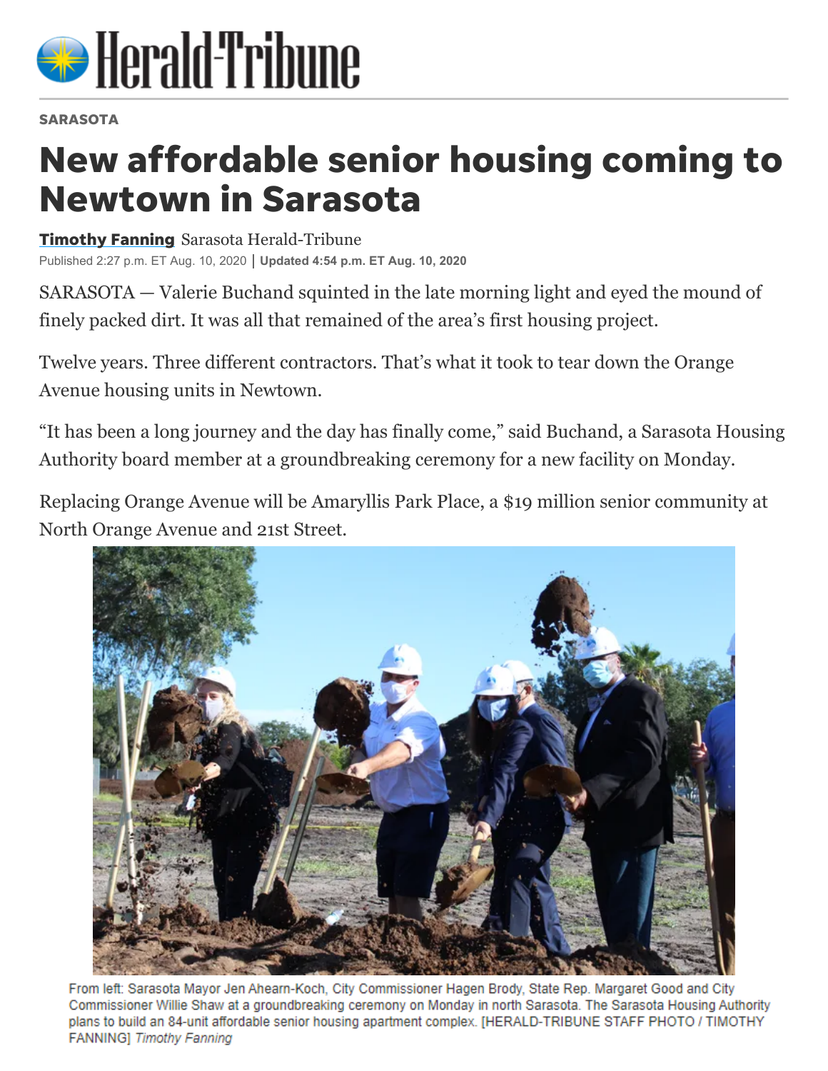SARASOTA

# New affordable senior housing coming to Newtown in Sarasota

**Timothy Fanning** Sarasota Herald-Tribune

Published 2:27 p.m. ET Aug. 10, 2020 | **Updated 4:54 p.m. ET Aug. 10, 2020**

SARASOTA — Valerie Buchand squinted in the late morning light and eyed the mound of finely packed dirt. It was all that remained of the area's first housing project.

Twelve years. Three different contractors. That's what it took to tear down the Orange Avenue housing units in Newtown.

"It has been a long journey and the day has finally come," said Buchand, a Sarasota Housing Authority board member at a groundbreaking ceremony for a new facility on Monday.

Replacing Orange Avenue will be Amaryllis Park Place, a $19 million senior community at North Orange Avenue and 21st Street.

From left: Sarasota Mayor Jen Ahearn-Koch, City Commissioner Hagen Brody, State Rep. Margaret Good and City Commissioner Willie Shaw at a groundbreaking ceremony on Monday in north Sarasota. The Sarasota Housing Authority plans to build an 84-unit affordable senior housing apartment complex. [HERALD-TRIBUNE STAFF PHOTO / TIMOTHY FANNING] *Timothy Fanning*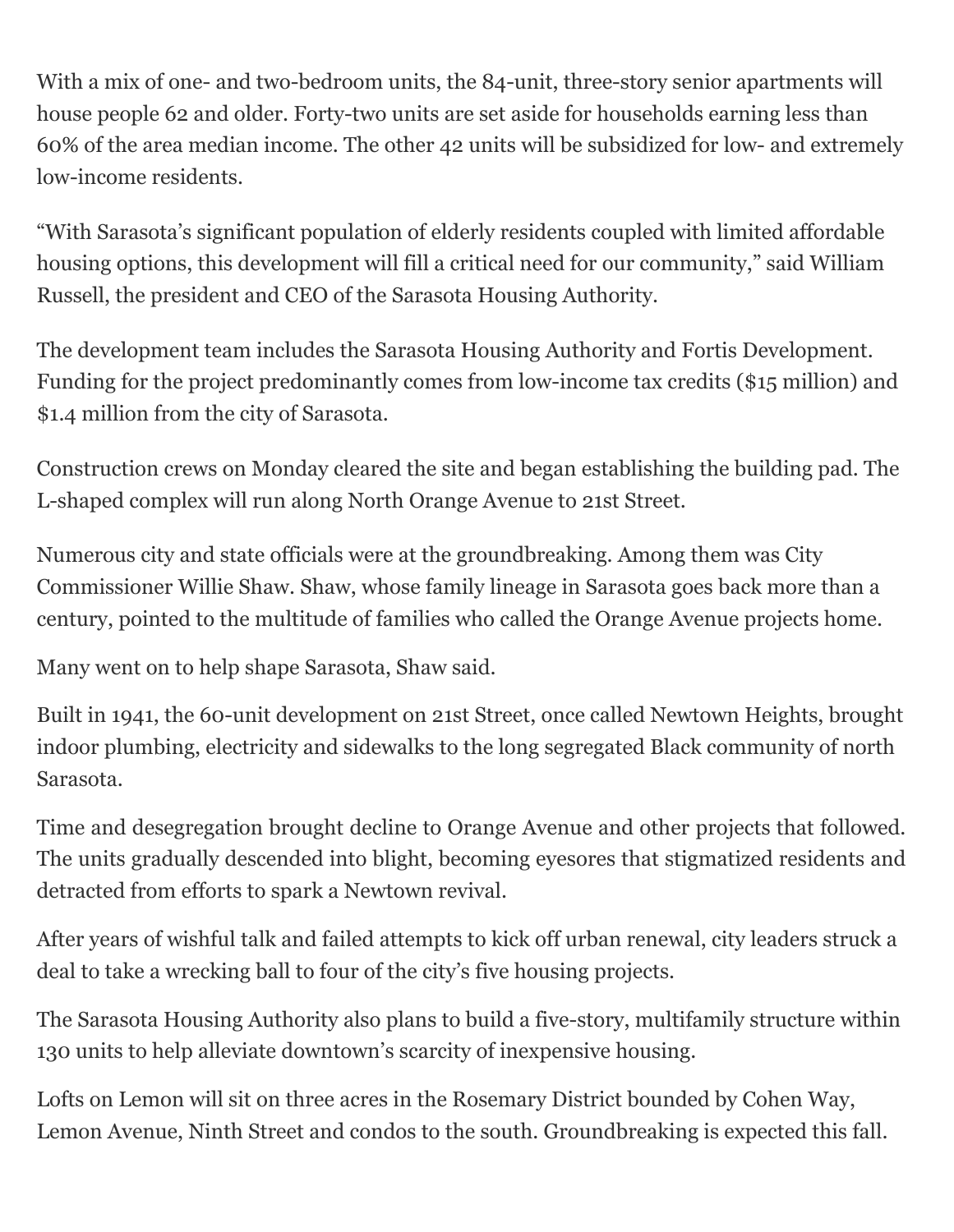With a mix of one- and two-bedroom units, the 84-unit, three-story senior apartments will house people 62 and older. Forty-two units are set aside for households earning less than 60% of the area median income. The other 42 units will be subsidized for low- and extremely low-income residents.

"With Sarasota's significant population of elderly residents coupled with limited affordable housing options, this development will fill a critical need for our community," said William Russell, the president and CEO of the Sarasota Housing Authority.

The development team includes the Sarasota Housing Authority and Fortis Development. Funding for the project predominantly comes from low-income tax credits ($15 million) and $1.4 million from the city of Sarasota.

Construction crews on Monday cleared the site and began establishing the building pad. The L-shaped complex will run along North Orange Avenue to 21st Street.

Numerous city and state officials were at the groundbreaking. Among them was City Commissioner Willie Shaw. Shaw, whose family lineage in Sarasota goes back more than a century, pointed to the multitude of families who called the Orange Avenue projects home.

Many went on to help shape Sarasota, Shaw said.

Built in 1941, the 60-unit development on 21st Street, once called Newtown Heights, brought indoor plumbing, electricity and sidewalks to the long segregated Black community of north Sarasota.

Time and desegregation brought decline to Orange Avenue and other projects that followed. The units gradually descended into blight, becoming eyesores that stigmatized residents and detracted from efforts to spark a Newtown revival.

After years of wishful talk and failed attempts to kick off urban renewal, city leaders struck a deal to take a wrecking ball to four of the city's five housing projects.

The Sarasota Housing Authority also plans to build a five-story, multifamily structure within 130 units to help alleviate downtown's scarcity of inexpensive housing.

Lofts on Lemon will sit on three acres in the Rosemary District bounded by Cohen Way, Lemon Avenue, Ninth Street and condos to the south. Groundbreaking is expected this fall.